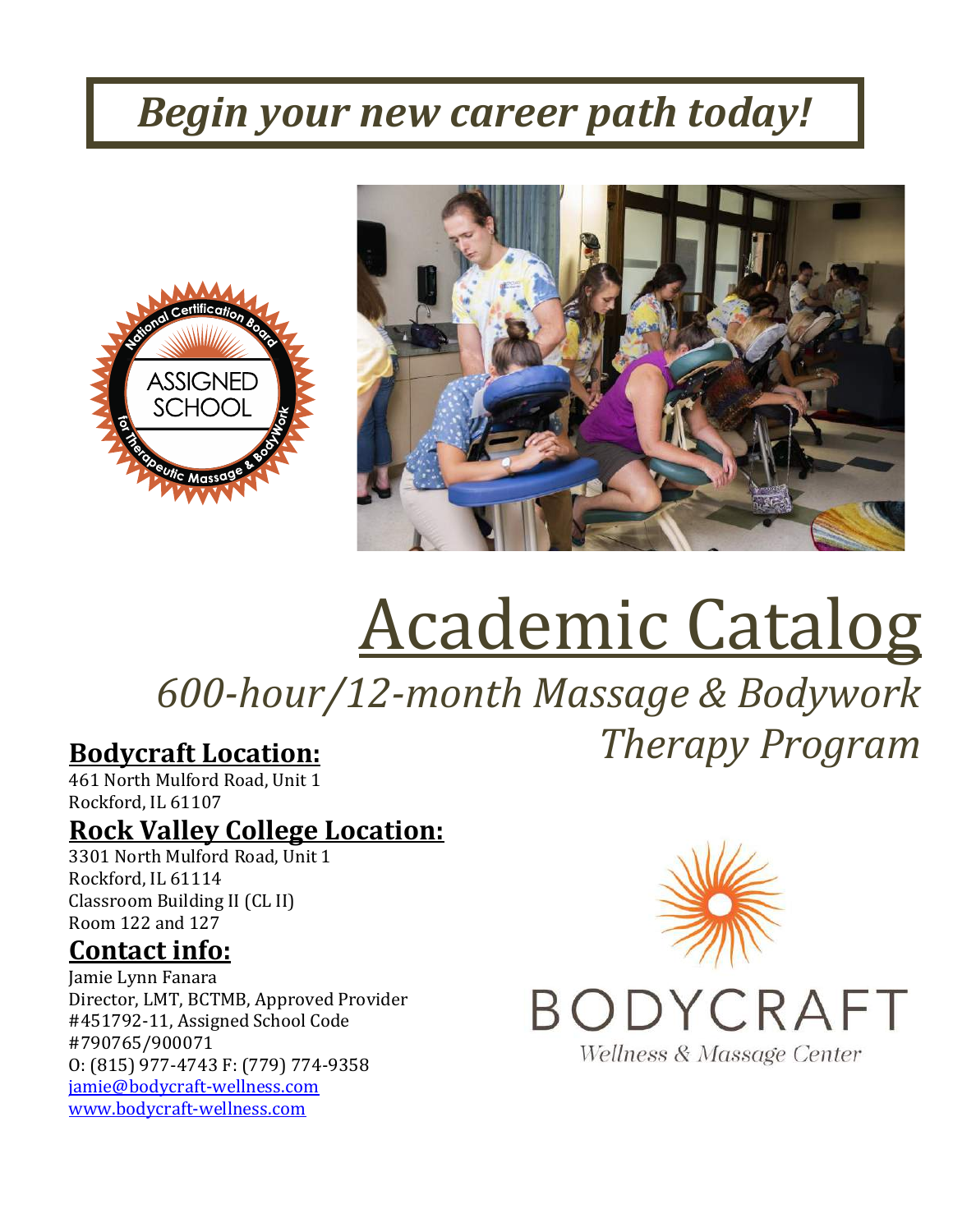# *Begin your new career path today!*

# Academic Catalog

## *600-hour/12-month Massage & Bodywork Therapy Program*

### Bodycraft Location:

461 North Mulford Road, Unit 1
Rockford, IL 61107

### Rock Valley College Location:

3301 North Mulford Road, Unit 1
Rockford, IL 61114
Classroom Building II (CL II)
Room 122 and 127

### Contact info:

Jamie Lynn Fanara
Director, LMT, BCTMB, Approved Provider #451792-11, Assigned School Code #790765/900071
O: (815) 977-4743 F: (779) 774-9358
jamie@bodycraft-wellness.com
www.bodycraft-wellness.com

BODYCRAFT
Wellness & Massage Center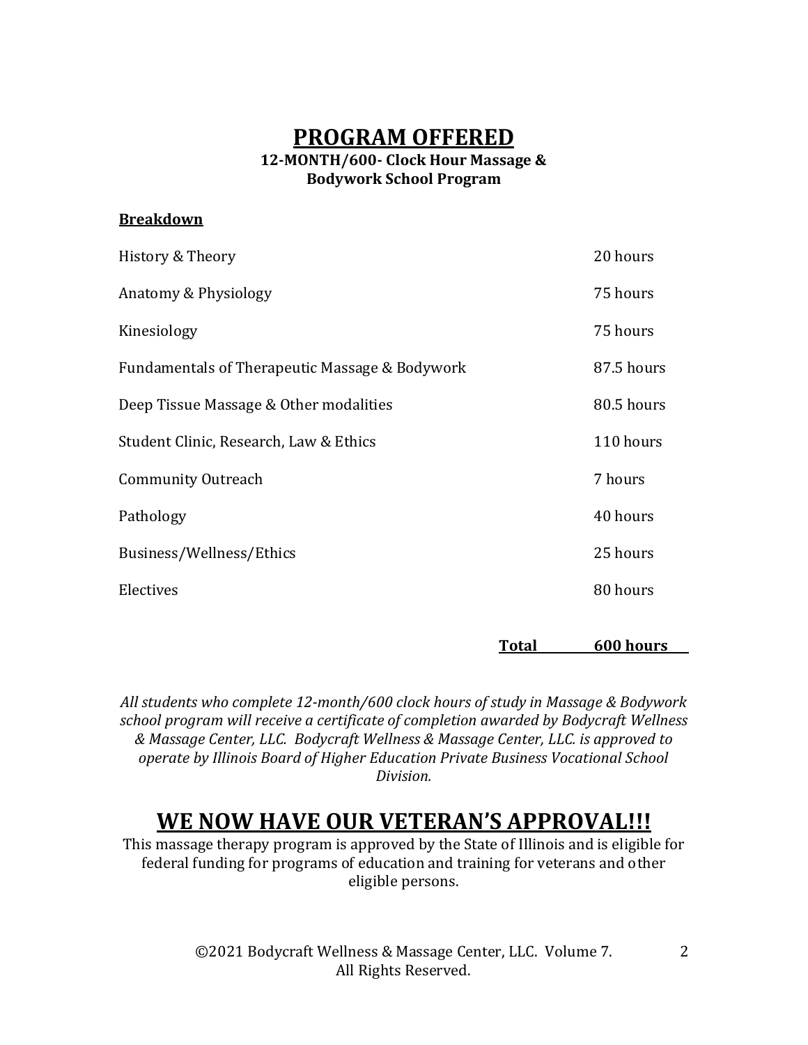# PROGRAM OFFERED

**12-MONTH/600- Clock Hour Massage & Bodywork School Program**

**Breakdown**

| Course | Hours |
| --- | --- |
| History & Theory | 20 hours |
| Anatomy & Physiology | 75 hours |
| Kinesiology | 75 hours |
| Fundamentals of Therapeutic Massage & Bodywork | 87.5 hours |
| Deep Tissue Massage & Other modalities | 80.5 hours |
| Student Clinic, Research, Law & Ethics | 110 hours |
| Community Outreach | 7 hours |
| Pathology | 40 hours |
| Business/Wellness/Ethics | 25 hours |
| Electives | 80 hours |
| **Total** | **600 hours** |

*All students who complete 12-month/600 clock hours of study in Massage & Bodywork school program will receive a certificate of completion awarded by Bodycraft Wellness & Massage Center, LLC. Bodycraft Wellness & Massage Center, LLC. is approved to operate by Illinois Board of Higher Education Private Business Vocational School Division.*

## WE NOW HAVE OUR VETERAN'S APPROVAL!!!

This massage therapy program is approved by the State of Illinois and is eligible for federal funding for programs of education and training for veterans and other eligible persons.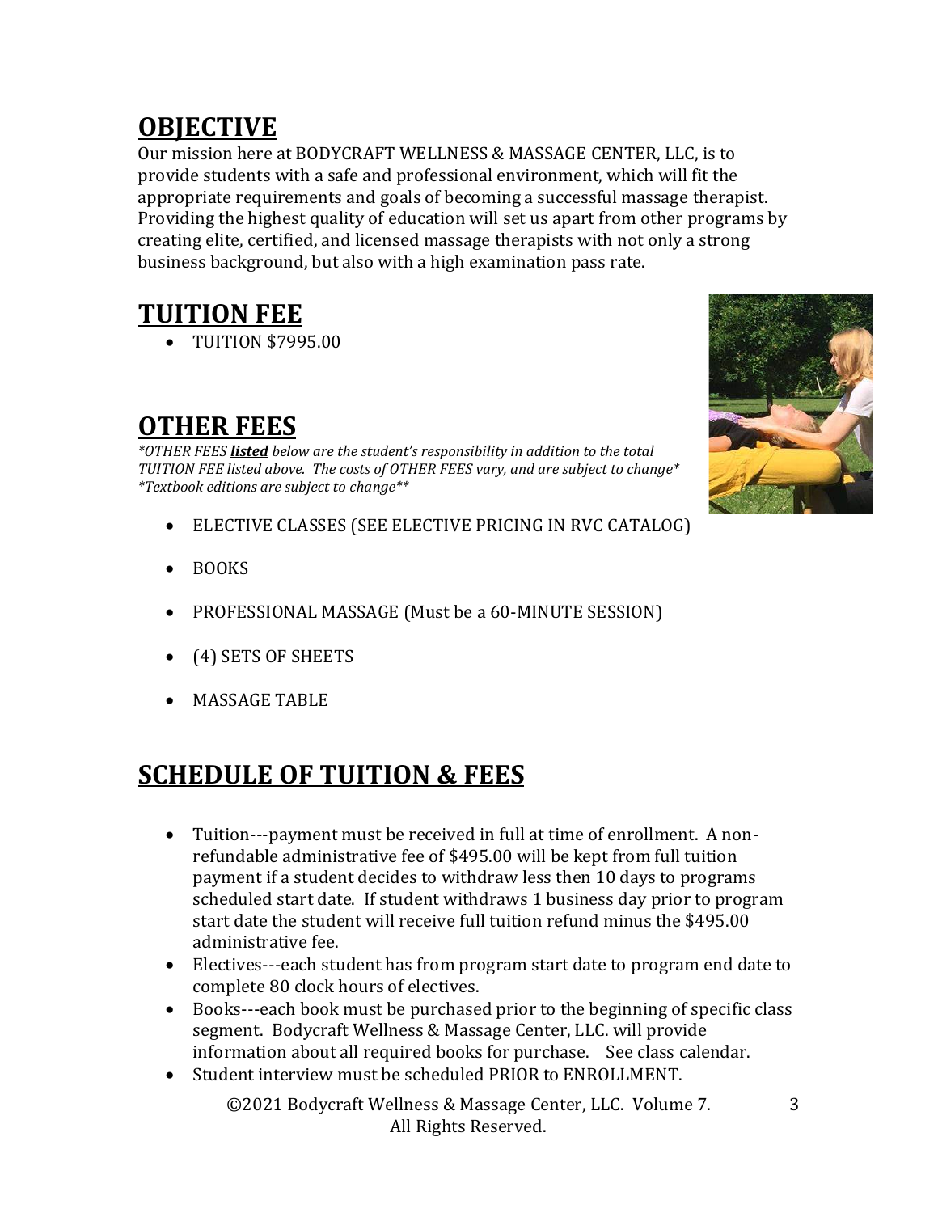## OBJECTIVE

Our mission here at BODYCRAFT WELLNESS & MASSAGE CENTER, LLC, is to provide students with a safe and professional environment, which will fit the appropriate requirements and goals of becoming a successful massage therapist. Providing the highest quality of education will set us apart from other programs by creating elite, certified, and licensed massage therapists with not only a strong business background, but also with a high examination pass rate.

## TUITION FEE

- TUITION $7995.00

## OTHER FEES

*\*OTHER FEES **listed** below are the student's responsibility in addition to the total TUITION FEE listed above. The costs of OTHER FEES vary, and are subject to change\**
*\*Textbook editions are subject to change\*\**

- ELECTIVE CLASSES (SEE ELECTIVE PRICING IN RVC CATALOG)
- BOOKS
- PROFESSIONAL MASSAGE (Must be a 60-MINUTE SESSION)
- (4) SETS OF SHEETS
- MASSAGE TABLE

## SCHEDULE OF TUITION & FEES

- Tuition---payment must be received in full at time of enrollment. A non-refundable administrative fee of $495.00 will be kept from full tuition payment if a student decides to withdraw less then 10 days to programs scheduled start date. If student withdraws 1 business day prior to program start date the student will receive full tuition refund minus the $495.00 administrative fee.
- Electives---each student has from program start date to program end date to complete 80 clock hours of electives.
- Books---each book must be purchased prior to the beginning of specific class segment. Bodycraft Wellness & Massage Center, LLC. will provide information about all required books for purchase. See class calendar.
- Student interview must be scheduled PRIOR to ENROLLMENT.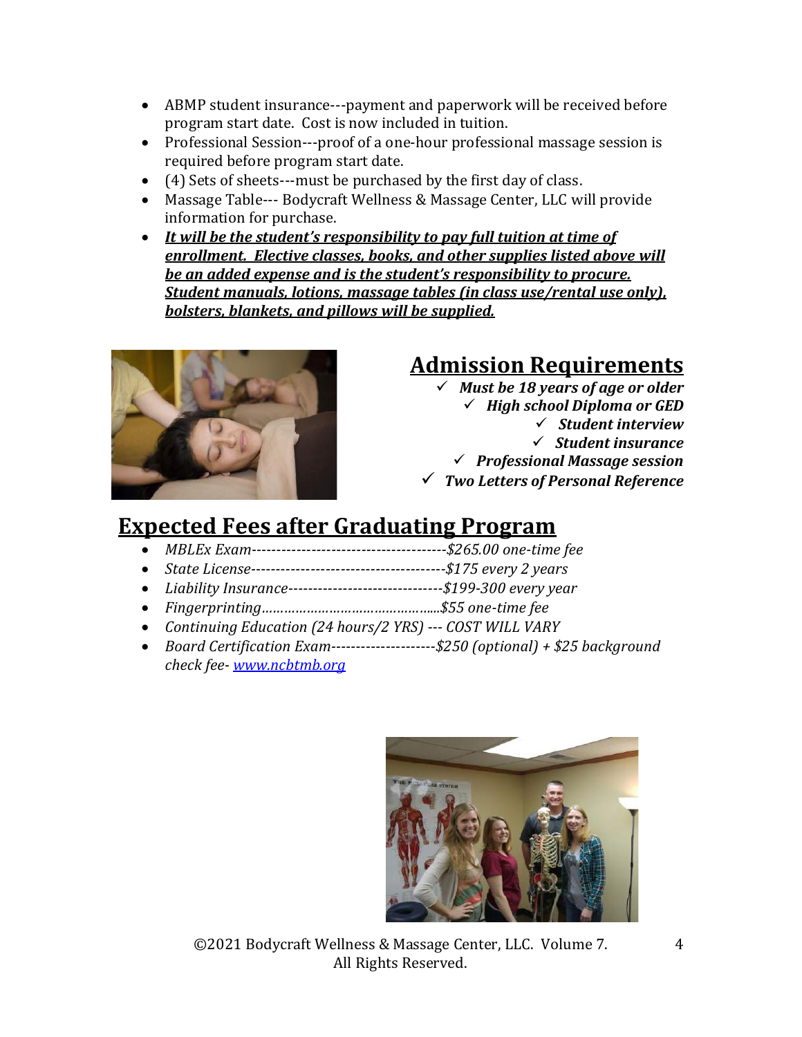- ABMP student insurance---payment and paperwork will be received before program start date. Cost is now included in tuition.
- Professional Session---proof of a one-hour professional massage session is required before program start date.
- (4) Sets of sheets---must be purchased by the first day of class.
- Massage Table--- Bodycraft Wellness & Massage Center, LLC will provide information for purchase.
- ***It will be the student's responsibility to pay full tuition at time of enrollment. Elective classes, books, and other supplies listed above will be an added expense and is the student's responsibility to procure. Student manuals, lotions, massage tables (in class use/rental use only), bolsters, blankets, and pillows will be supplied.***

## Admission Requirements

- ✓ ***Must be 18 years of age or older***
- ✓ ***High school Diploma or GED***
- ✓ ***Student interview***
- ✓ ***Student insurance***
- ✓ ***Professional Massage session***
- ✓ ***Two Letters of Personal Reference***

## Expected Fees after Graduating Program

- *MBLEx Exam---------------------------------------$265.00 one-time fee*
- *State License---------------------------------------$175 every 2 years*
- *Liability Insurance-------------------------------$199-300 every year*
- *Fingerprinting…………………………………......$55 one-time fee*
- *Continuing Education (24 hours/2 YRS) --- COST WILL VARY*
- *Board Certification Exam---------------------$250 (optional) + $25 background check fee- [www.ncbtmb.org](http://www.ncbtmb.org)*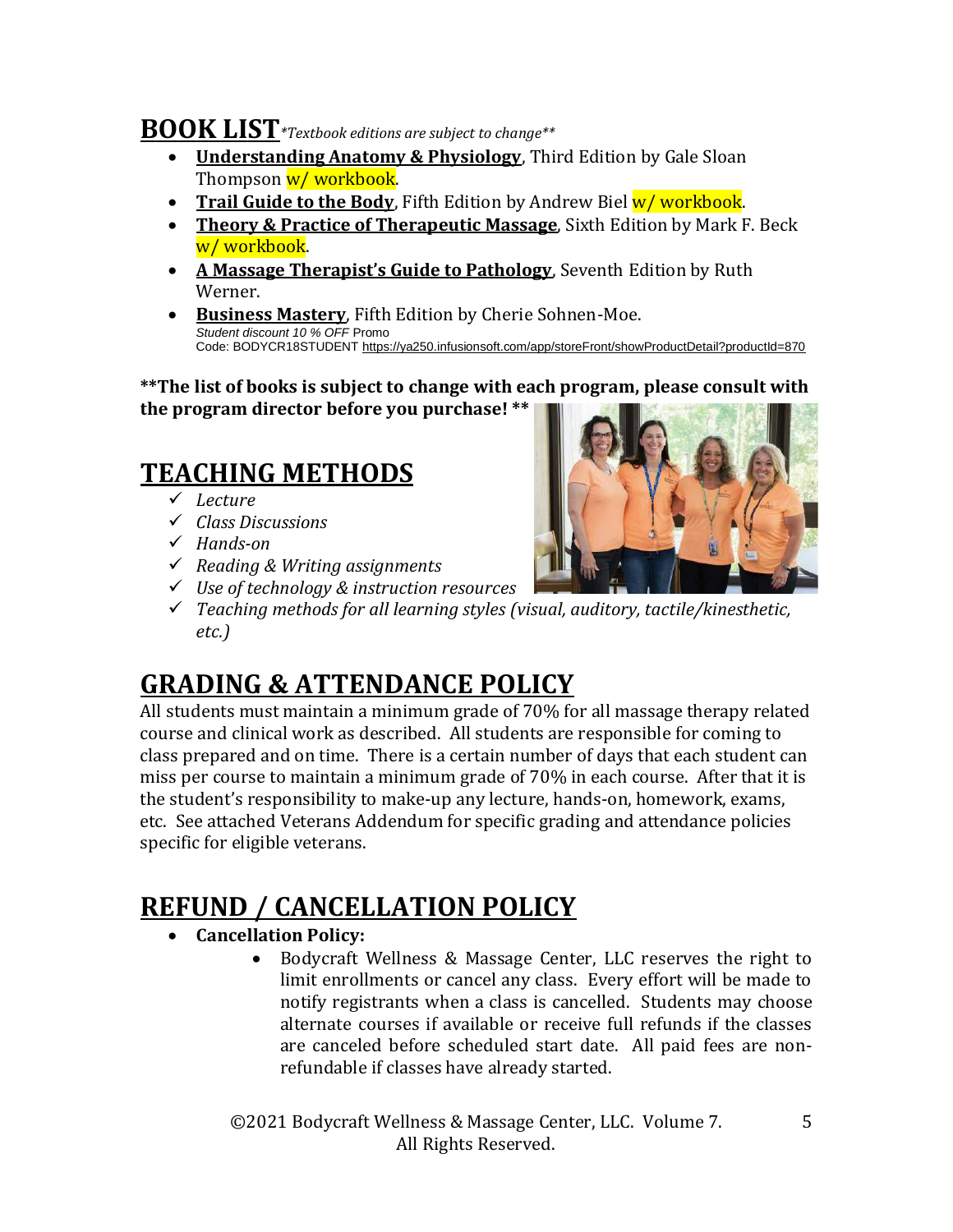## BOOK LIST *\*Textbook editions are subject to change\*\**

- **Understanding Anatomy & Physiology**, Third Edition by Gale Sloan Thompson w/ workbook.
- **Trail Guide to the Body**, Fifth Edition by Andrew Biel w/ workbook.
- **Theory & Practice of Therapeutic Massage**, Sixth Edition by Mark F. Beck w/ workbook.
- **A Massage Therapist's Guide to Pathology**, Seventh Edition by Ruth Werner.
- **Business Mastery**, Fifth Edition by Cherie Sohnen-Moe.
  *Student discount 10 % OFF* Promo Code: BODYCR18STUDENT https://ya250.infusionsoft.com/app/storeFront/showProductDetail?productId=870

**\*\*The list of books is subject to change with each program, please consult with the program director before you purchase! \*\***

## TEACHING METHODS

- ✓ *Lecture*
- ✓ *Class Discussions*
- ✓ *Hands-on*
- ✓ *Reading & Writing assignments*
- ✓ *Use of technology & instruction resources*
- ✓ *Teaching methods for all learning styles (visual, auditory, tactile/kinesthetic, etc.)*

## GRADING & ATTENDANCE POLICY

All students must maintain a minimum grade of 70% for all massage therapy related course and clinical work as described. All students are responsible for coming to class prepared and on time. There is a certain number of days that each student can miss per course to maintain a minimum grade of 70% in each course. After that it is the student's responsibility to make-up any lecture, hands-on, homework, exams, etc. See attached Veterans Addendum for specific grading and attendance policies specific for eligible veterans.

## REFUND / CANCELLATION POLICY

- **Cancellation Policy:**
  - Bodycraft Wellness & Massage Center, LLC reserves the right to limit enrollments or cancel any class. Every effort will be made to notify registrants when a class is cancelled. Students may choose alternate courses if available or receive full refunds if the classes are canceled before scheduled start date. All paid fees are non-refundable if classes have already started.

©2021 Bodycraft Wellness & Massage Center, LLC. Volume 7. All Rights Reserved.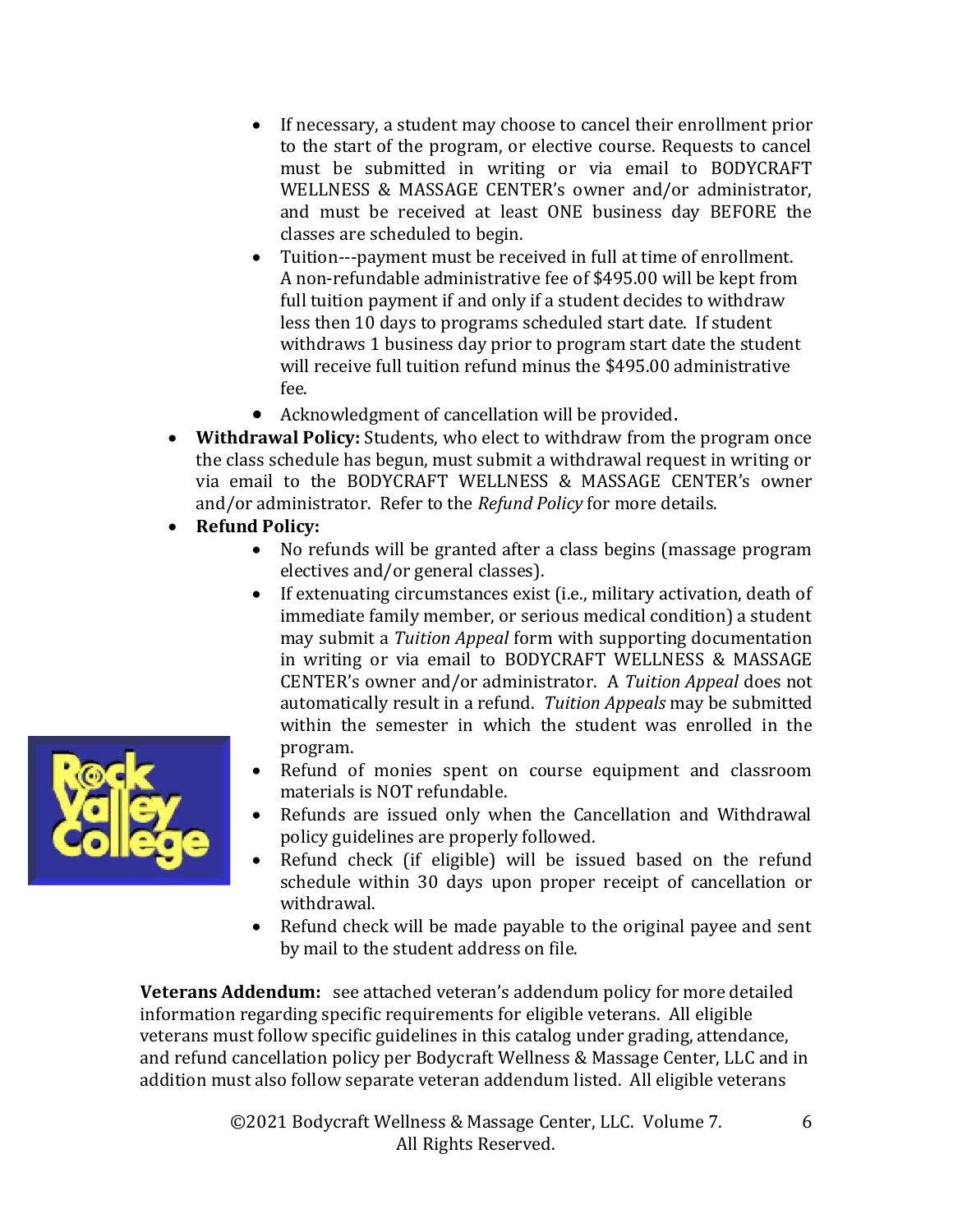- If necessary, a student may choose to cancel their enrollment prior to the start of the program, or elective course. Requests to cancel must be submitted in writing or via email to BODYCRAFT WELLNESS & MASSAGE CENTER's owner and/or administrator, and must be received at least ONE business day BEFORE the classes are scheduled to begin.
- Tuition---payment must be received in full at time of enrollment. A non-refundable administrative fee of $495.00 will be kept from full tuition payment if and only if a student decides to withdraw less then 10 days to programs scheduled start date. If student withdraws 1 business day prior to program start date the student will receive full tuition refund minus the $495.00 administrative fee.
- Acknowledgment of cancellation will be provided.

- **Withdrawal Policy:** Students, who elect to withdraw from the program once the class schedule has begun, must submit a withdrawal request in writing or via email to the BODYCRAFT WELLNESS & MASSAGE CENTER's owner and/or administrator. Refer to the *Refund Policy* for more details.
- **Refund Policy:**
  - No refunds will be granted after a class begins (massage program electives and/or general classes).
  - If extenuating circumstances exist (i.e., military activation, death of immediate family member, or serious medical condition) a student may submit a *Tuition Appeal* form with supporting documentation in writing or via email to BODYCRAFT WELLNESS & MASSAGE CENTER's owner and/or administrator. A *Tuition Appeal* does not automatically result in a refund. *Tuition Appeals* may be submitted within the semester in which the student was enrolled in the program.
  - Refund of monies spent on course equipment and classroom materials is NOT refundable.
  - Refunds are issued only when the Cancellation and Withdrawal policy guidelines are properly followed.
  - Refund check (if eligible) will be issued based on the refund schedule within 30 days upon proper receipt of cancellation or withdrawal.
  - Refund check will be made payable to the original payee and sent by mail to the student address on file.

Rock Valley College

**Veterans Addendum:** see attached veteran's addendum policy for more detailed information regarding specific requirements for eligible veterans. All eligible veterans must follow specific guidelines in this catalog under grading, attendance, and refund cancellation policy per Bodycraft Wellness & Massage Center, LLC and in addition must also follow separate veteran addendum listed. All eligible veterans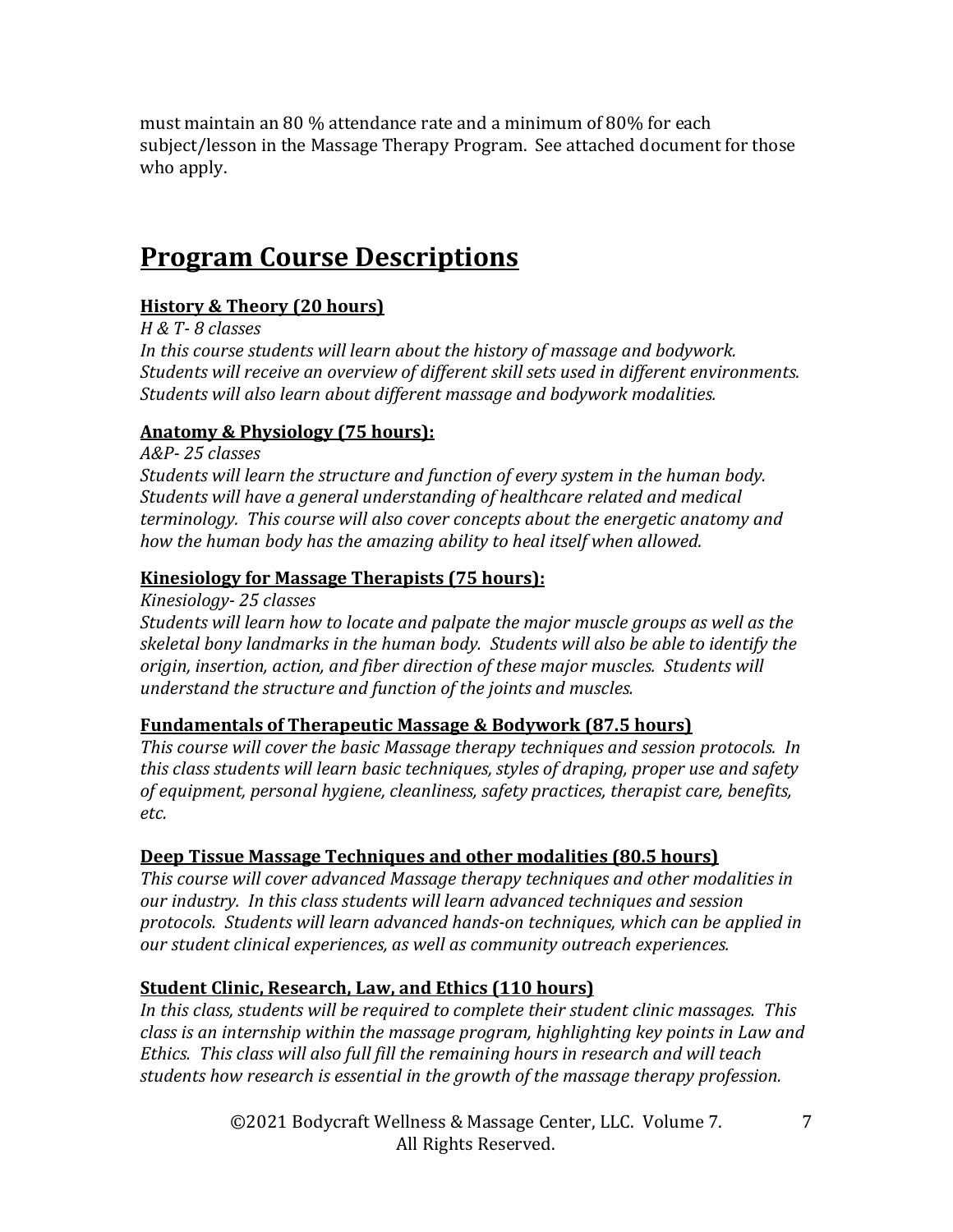must maintain an 80 % attendance rate and a minimum of 80% for each subject/lesson in the Massage Therapy Program. See attached document for those who apply.

## Program Course Descriptions

### History & Theory (20 hours)

*H & T- 8 classes*

*In this course students will learn about the history of massage and bodywork. Students will receive an overview of different skill sets used in different environments. Students will also learn about different massage and bodywork modalities.*

### Anatomy & Physiology (75 hours):

*A&P- 25 classes*

*Students will learn the structure and function of every system in the human body. Students will have a general understanding of healthcare related and medical terminology. This course will also cover concepts about the energetic anatomy and how the human body has the amazing ability to heal itself when allowed.*

### Kinesiology for Massage Therapists (75 hours):

*Kinesiology- 25 classes*

*Students will learn how to locate and palpate the major muscle groups as well as the skeletal bony landmarks in the human body. Students will also be able to identify the origin, insertion, action, and fiber direction of these major muscles. Students will understand the structure and function of the joints and muscles.*

### Fundamentals of Therapeutic Massage & Bodywork (87.5 hours)

*This course will cover the basic Massage therapy techniques and session protocols. In this class students will learn basic techniques, styles of draping, proper use and safety of equipment, personal hygiene, cleanliness, safety practices, therapist care, benefits, etc.*

### Deep Tissue Massage Techniques and other modalities (80.5 hours)

*This course will cover advanced Massage therapy techniques and other modalities in our industry. In this class students will learn advanced techniques and session protocols. Students will learn advanced hands-on techniques, which can be applied in our student clinical experiences, as well as community outreach experiences.*

### Student Clinic, Research, Law, and Ethics (110 hours)

*In this class, students will be required to complete their student clinic massages. This class is an internship within the massage program, highlighting key points in Law and Ethics. This class will also full fill the remaining hours in research and will teach students how research is essential in the growth of the massage therapy profession.*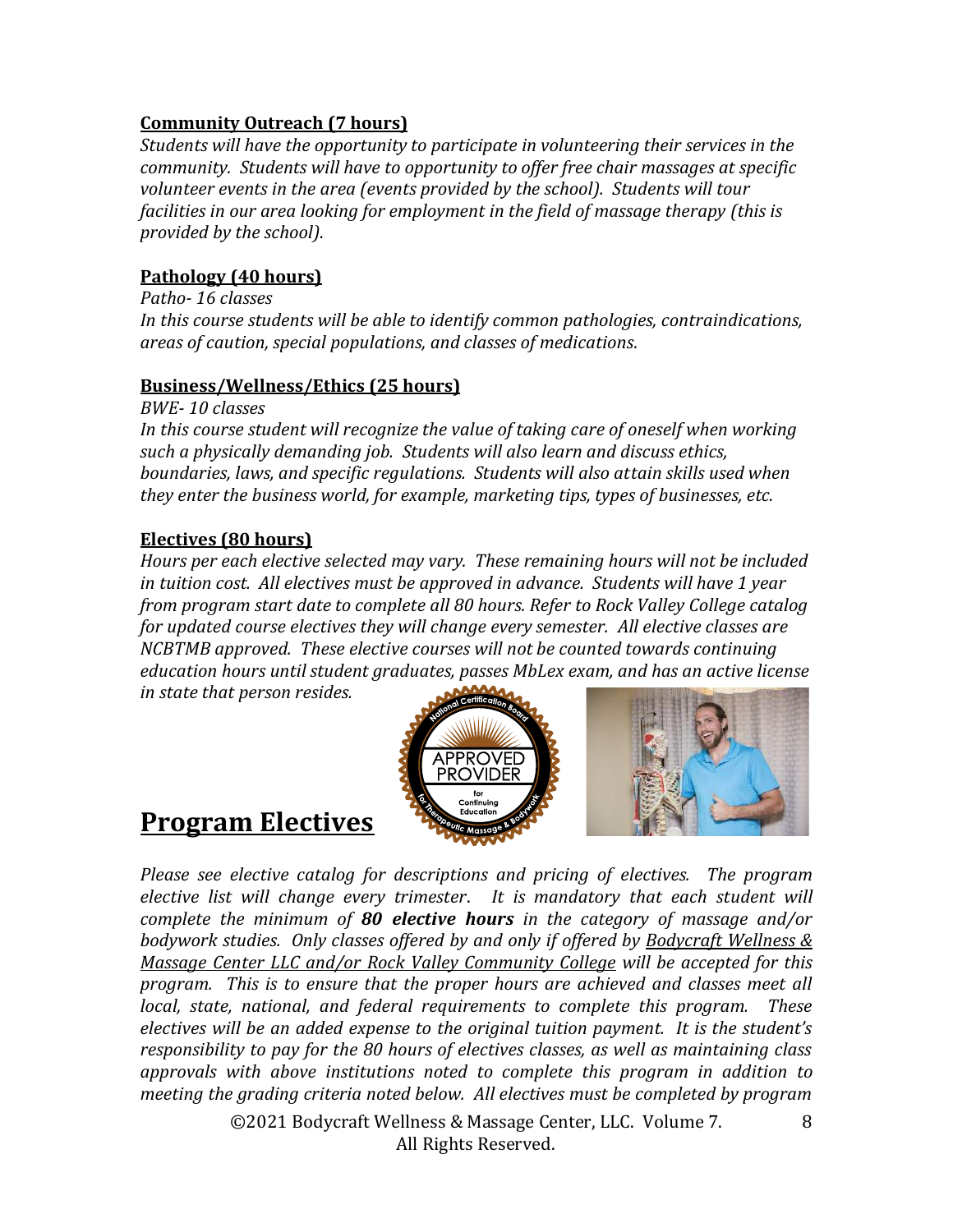**Community Outreach (7 hours)**

*Students will have the opportunity to participate in volunteering their services in the community. Students will have to opportunity to offer free chair massages at specific volunteer events in the area (events provided by the school). Students will tour facilities in our area looking for employment in the field of massage therapy (this is provided by the school).*

**Pathology (40 hours)**

*Patho- 16 classes*

*In this course students will be able to identify common pathologies, contraindications, areas of caution, special populations, and classes of medications.*

**Business/Wellness/Ethics (25 hours)**

*BWE- 10 classes*

*In this course student will recognize the value of taking care of oneself when working such a physically demanding job. Students will also learn and discuss ethics, boundaries, laws, and specific regulations. Students will also attain skills used when they enter the business world, for example, marketing tips, types of businesses, etc.*

**Electives (80 hours)**

*Hours per each elective selected may vary. These remaining hours will not be included in tuition cost. All electives must be approved in advance. Students will have 1 year from program start date to complete all 80 hours. Refer to Rock Valley College catalog for updated course electives they will change every semester. All elective classes are NCBTMB approved. These elective courses will not be counted towards continuing education hours until student graduates, passes MbLex exam, and has an active license in state that person resides.*

## Program Electives

*Please see elective catalog for descriptions and pricing of electives. The program elective list will change every trimester. It is mandatory that each student will complete the minimum of **80 elective hours** in the category of massage and/or bodywork studies. Only classes offered by and only if offered by Bodycraft Wellness & Massage Center LLC and/or Rock Valley Community College will be accepted for this program. This is to ensure that the proper hours are achieved and classes meet all local, state, national, and federal requirements to complete this program. These electives will be an added expense to the original tuition payment. It is the student's responsibility to pay for the 80 hours of electives classes, as well as maintaining class approvals with above institutions noted to complete this program in addition to meeting the grading criteria noted below. All electives must be completed by program*

©2021 Bodycraft Wellness & Massage Center, LLC. Volume 7. All Rights Reserved.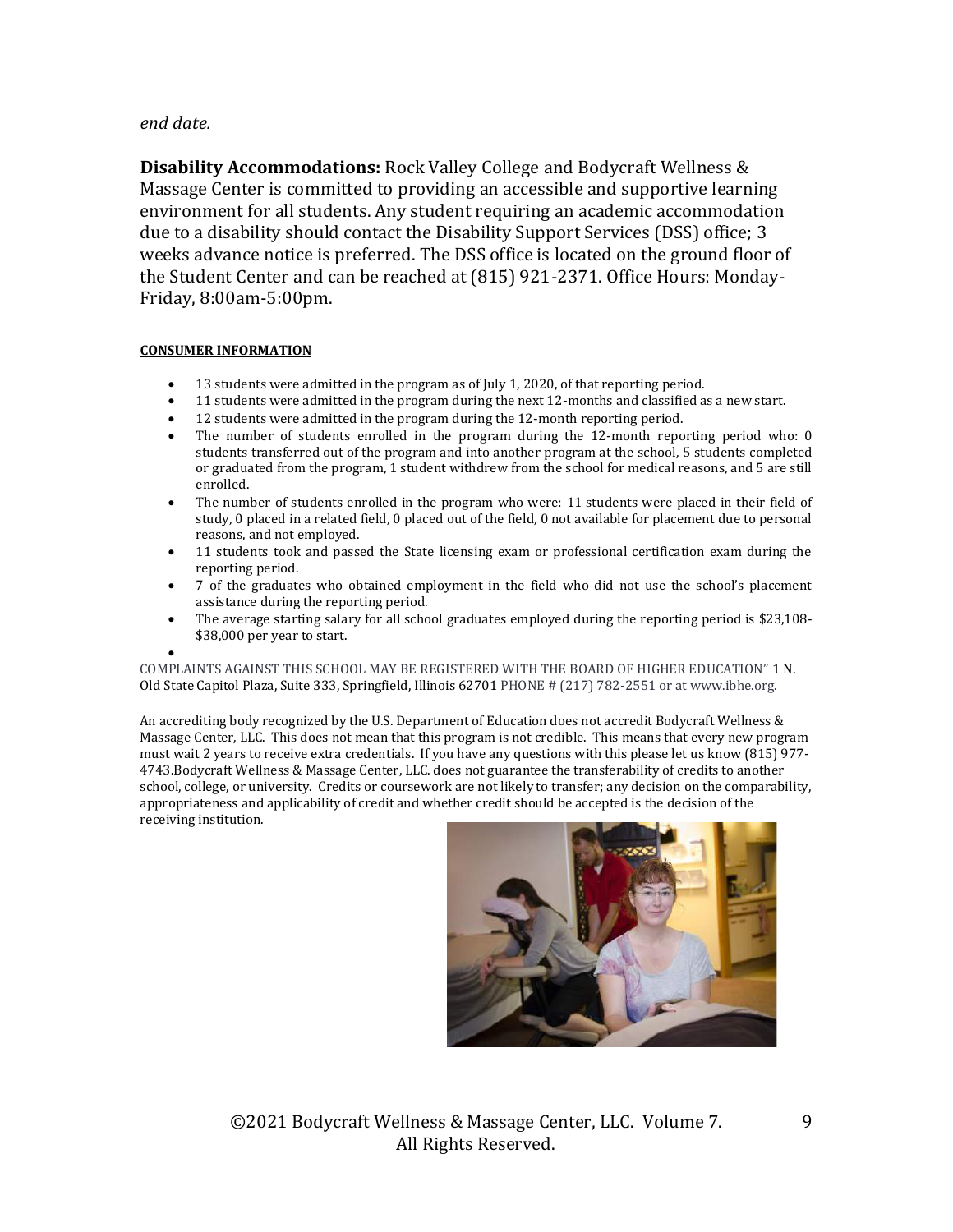*end date.*

**Disability Accommodations:** Rock Valley College and Bodycraft Wellness & Massage Center is committed to providing an accessible and supportive learning environment for all students. Any student requiring an academic accommodation due to a disability should contact the Disability Support Services (DSS) office; 3 weeks advance notice is preferred. The DSS office is located on the ground floor of the Student Center and can be reached at (815) 921-2371. Office Hours: Monday-Friday, 8:00am-5:00pm.

**CONSUMER INFORMATION**

- 13 students were admitted in the program as of July 1, 2020, of that reporting period.
- 11 students were admitted in the program during the next 12-months and classified as a new start.
- 12 students were admitted in the program during the 12-month reporting period.
- The number of students enrolled in the program during the 12-month reporting period who: 0 students transferred out of the program and into another program at the school, 5 students completed or graduated from the program, 1 student withdrew from the school for medical reasons, and 5 are still enrolled.
- The number of students enrolled in the program who were: 11 students were placed in their field of study, 0 placed in a related field, 0 placed out of the field, 0 not available for placement due to personal reasons, and not employed.
- 11 students took and passed the State licensing exam or professional certification exam during the reporting period.
- 7 of the graduates who obtained employment in the field who did not use the school's placement assistance during the reporting period.
- The average starting salary for all school graduates employed during the reporting period is $23,108-$38,000 per year to start.

COMPLAINTS AGAINST THIS SCHOOL MAY BE REGISTERED WITH THE BOARD OF HIGHER EDUCATION" 1 N. Old State Capitol Plaza, Suite 333, Springfield, Illinois 62701 PHONE # (217) 782-2551 or at www.ibhe.org.

An accrediting body recognized by the U.S. Department of Education does not accredit Bodycraft Wellness & Massage Center, LLC. This does not mean that this program is not credible. This means that every new program must wait 2 years to receive extra credentials. If you have any questions with this please let us know (815) 977-4743.Bodycraft Wellness & Massage Center, LLC. does not guarantee the transferability of credits to another school, college, or university. Credits or coursework are not likely to transfer; any decision on the comparability, appropriateness and applicability of credit and whether credit should be accepted is the decision of the receiving institution.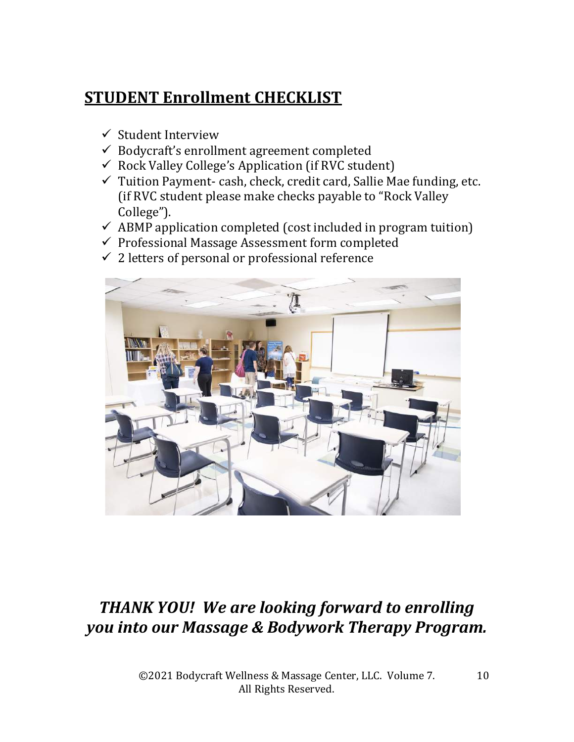## **STUDENT Enrollment CHECKLIST**

- ✓ Student Interview
- ✓ Bodycraft's enrollment agreement completed
- ✓ Rock Valley College's Application (if RVC student)
- ✓ Tuition Payment- cash, check, credit card, Sallie Mae funding, etc. (if RVC student please make checks payable to "Rock Valley College").
- ✓ ABMP application completed (cost included in program tuition)
- ✓ Professional Massage Assessment form completed
- ✓ 2 letters of personal or professional reference

## ***THANK YOU! We are looking forward to enrolling you into our Massage & Bodywork Therapy Program.***

©2021 Bodycraft Wellness & Massage Center, LLC. Volume 7. All Rights Reserved.